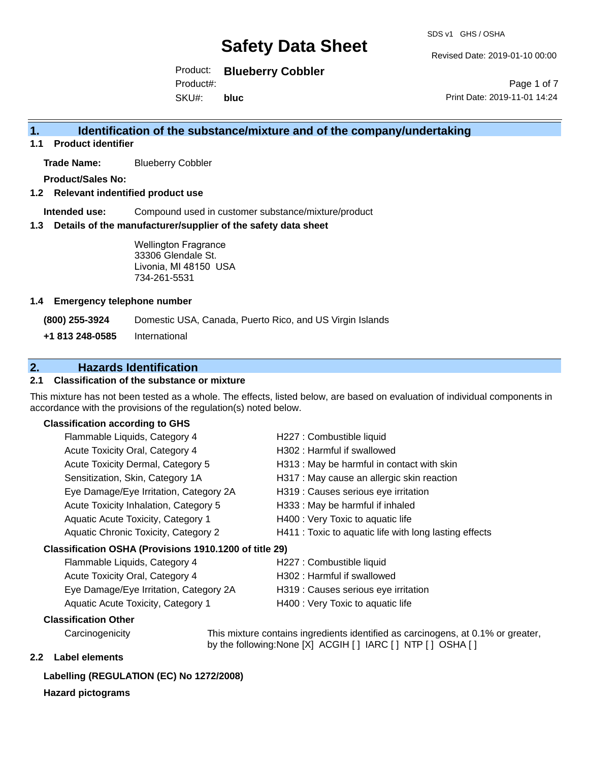# Safety Data Sheet

SDS v1 GHS / OSHA

Revised Date: 2019-01-10 00:00

Product: **Blueberry Cobbler**

Product#:

SKU#: **bluc**

Print Date: 2019-11-01 14:24

## 1. Identification of the substance/mixture and of the company/undertaking

### 1.1 Product identifier

**Trade Name:** Blueberry Cobbler

**Product/Sales No:**

### 1.2 Relevant identified product use

**Intended use:** Compound used in customer substance/mixture/product

### 1.3 Details of the manufacturer/supplier of the safety data sheet

Wellington Fragrance
33306 Glendale St.
Livonia, MI 48150 USA
734-261-5531

### 1.4 Emergency telephone number

**(800) 255-3924** Domestic USA, Canada, Puerto Rico, and US Virgin Islands

**+1 813 248-0585** International

## 2. Hazards Identification

### 2.1 Classification of the substance or mixture

This mixture has not been tested as a whole. The effects, listed below, are based on evaluation of individual components in accordance with the provisions of the regulation(s) noted below.

**Classification according to GHS**

| | |
|---|---|
| Flammable Liquids, Category 4 | H227 : Combustible liquid |
| Acute Toxicity Oral, Category 4 | H302 : Harmful if swallowed |
| Acute Toxicity Dermal, Category 5 | H313 : May be harmful in contact with skin |
| Sensitization, Skin, Category 1A | H317 : May cause an allergic skin reaction |
| Eye Damage/Eye Irritation, Category 2A | H319 : Causes serious eye irritation |
| Acute Toxicity Inhalation, Category 5 | H333 : May be harmful if inhaled |
| Aquatic Acute Toxicity, Category 1 | H400 : Very Toxic to aquatic life |
| Aquatic Chronic Toxicity, Category 2 | H411 : Toxic to aquatic life with long lasting effects |

**Classification OSHA (Provisions 1910.1200 of title 29)**

| | |
|---|---|
| Flammable Liquids, Category 4 | H227 : Combustible liquid |
| Acute Toxicity Oral, Category 4 | H302 : Harmful if swallowed |
| Eye Damage/Eye Irritation, Category 2A | H319 : Causes serious eye irritation |
| Aquatic Acute Toxicity, Category 1 | H400 : Very Toxic to aquatic life |

**Classification Other**

Carcinogenicity: This mixture contains ingredients identified as carcinogens, at 0.1% or greater, by the following:None [X] ACGIH [ ] IARC [ ] NTP [ ] OSHA [ ]

### 2.2 Label elements

**Labelling (REGULATION (EC) No 1272/2008)**

**Hazard pictograms**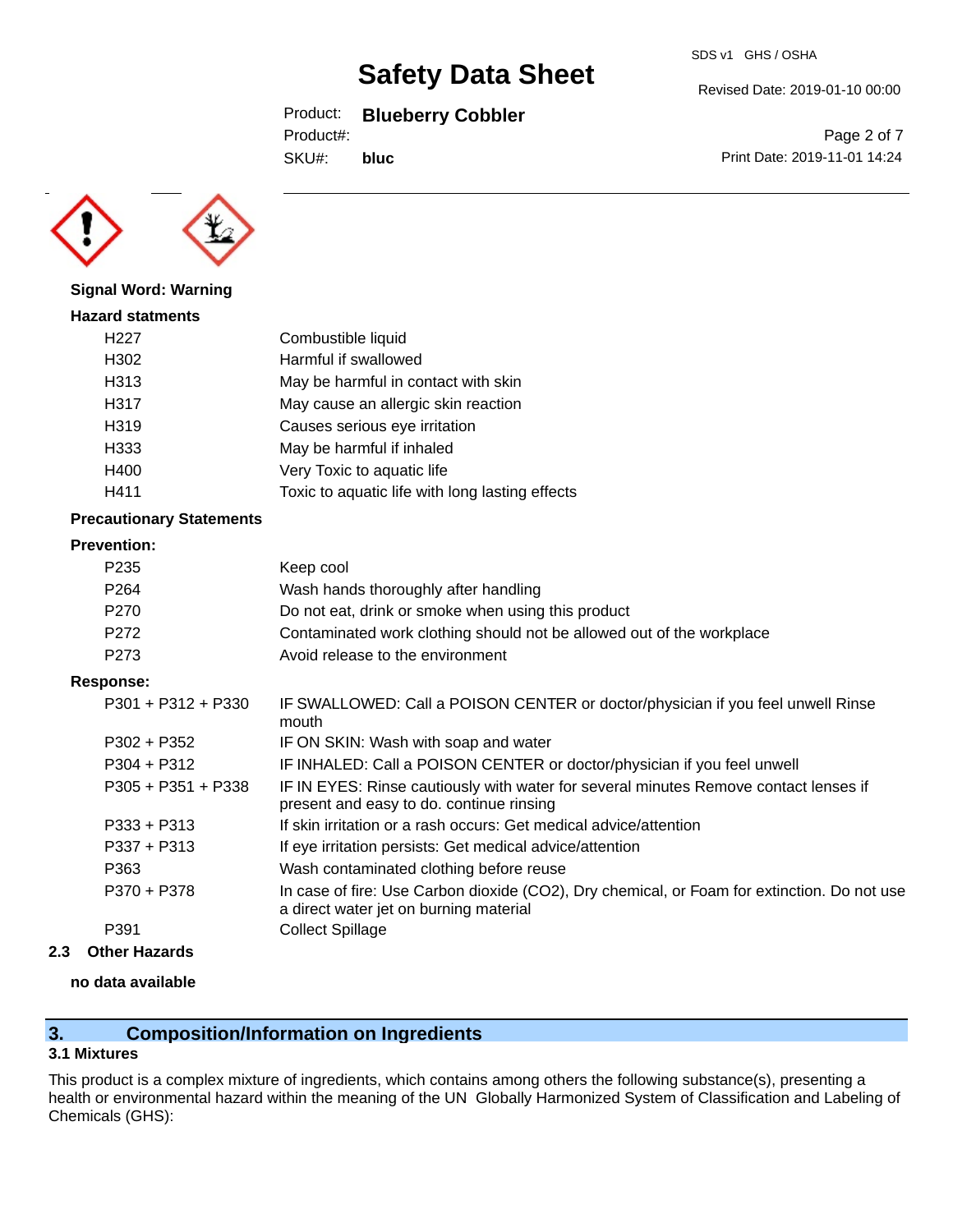**Signal Word: Warning**

**Hazard statments**

| | |
|---|---|
| H227 | Combustible liquid |
| H302 | Harmful if swallowed |
| H313 | May be harmful in contact with skin |
| H317 | May cause an allergic skin reaction |
| H319 | Causes serious eye irritation |
| H333 | May be harmful if inhaled |
| H400 | Very Toxic to aquatic life |
| H411 | Toxic to aquatic life with long lasting effects |

**Precautionary Statements**

**Prevention:**

| | |
|---|---|
| P235 | Keep cool |
| P264 | Wash hands thoroughly after handling |
| P270 | Do not eat, drink or smoke when using this product |
| P272 | Contaminated work clothing should not be allowed out of the workplace |
| P273 | Avoid release to the environment |

**Response:**

| | |
|---|---|
| P301 + P312 + P330 | IF SWALLOWED: Call a POISON CENTER or doctor/physician if you feel unwell Rinse mouth |
| P302 + P352 | IF ON SKIN: Wash with soap and water |
| P304 + P312 | IF INHALED: Call a POISON CENTER or doctor/physician if you feel unwell |
| P305 + P351 + P338 | IF IN EYES: Rinse cautiously with water for several minutes Remove contact lenses if present and easy to do. continue rinsing |
| P333 + P313 | If skin irritation or a rash occurs: Get medical advice/attention |
| P337 + P313 | If eye irritation persists: Get medical advice/attention |
| P363 | Wash contaminated clothing before reuse |
| P370 + P378 | In case of fire: Use Carbon dioxide ($CO_2$), Dry chemical, or Foam for extinction. Do not use a direct water jet on burning material |
| P391 | Collect Spillage |

## 2.3 Other Hazards

**no data available**

## 3. Composition/Information on Ingredients

### 3.1 Mixtures

This product is a complex mixture of ingredients, which contains among others the following substance(s), presenting a health or environmental hazard within the meaning of the UN Globally Harmonized System of Classification and Labeling of Chemicals (GHS):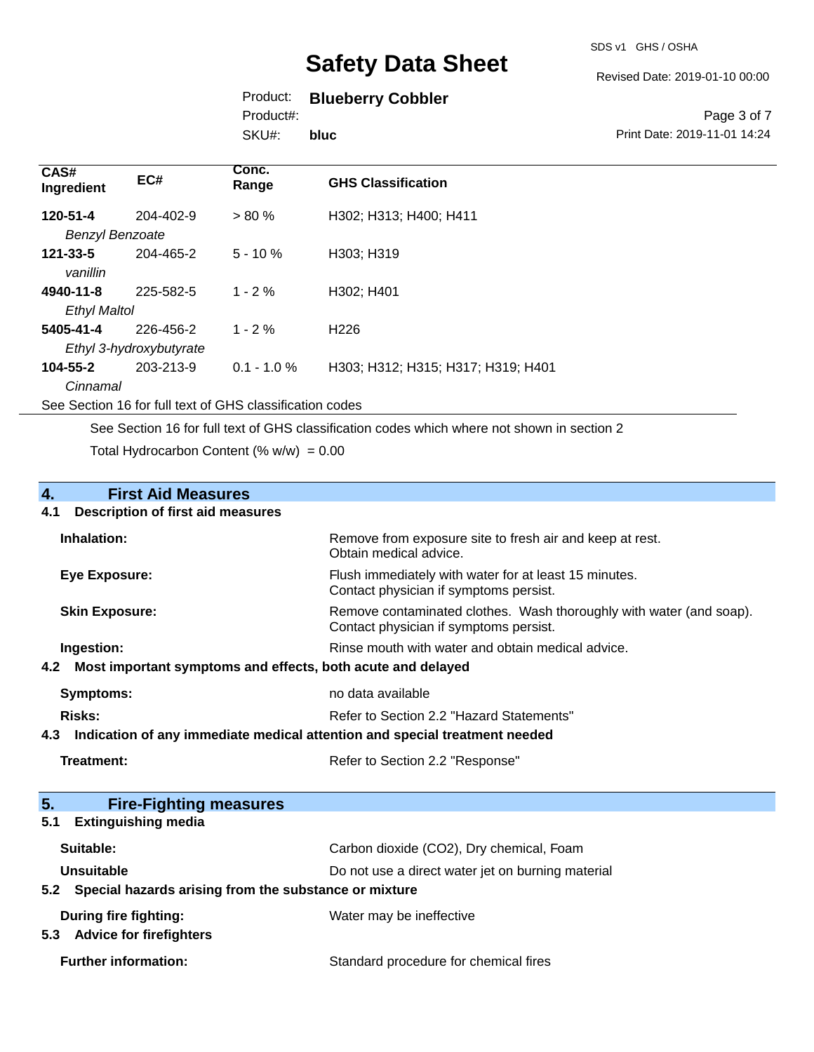| CAS# Ingredient | EC# | Conc. Range | GHS Classification |
|---|---|---|---|
| **120-51-4** *Benzyl Benzoate* | 204-402-9 | > 80 % | H302; H313; H400; H411 |
| **121-33-5** *vanillin* | 204-465-2 | 5 - 10 % | H303; H319 |
| **4940-11-8** *Ethyl Maltol* | 225-582-5 | 1 - 2 % | H302; H401 |
| **5405-41-4** *Ethyl 3-hydroxybutyrate* | 226-456-2 | 1 - 2 % | H226 |
| **104-55-2** *Cinnamal* | 203-213-9 | 0.1 - 1.0 % | H303; H312; H315; H317; H319; H401 |

See Section 16 for full text of GHS classification codes

See Section 16 for full text of GHS classification codes which where not shown in section 2

Total Hydrocarbon Content (% w/w) = 0.00

## 4. First Aid Measures

### 4.1 Description of first aid measures

| | |
|---|---|
| **Inhalation:** | Remove from exposure site to fresh air and keep at rest. Obtain medical advice. |
| **Eye Exposure:** | Flush immediately with water for at least 15 minutes. Contact physician if symptoms persist. |
| **Skin Exposure:** | Remove contaminated clothes. Wash thoroughly with water (and soap). Contact physician if symptoms persist. |
| **Ingestion:** | Rinse mouth with water and obtain medical advice. |

### 4.2 Most important symptoms and effects, both acute and delayed

| | |
|---|---|
| **Symptoms:** | no data available |
| **Risks:** | Refer to Section 2.2 "Hazard Statements" |

### 4.3 Indication of any immediate medical attention and special treatment needed

| | |
|---|---|
| **Treatment:** | Refer to Section 2.2 "Response" |

## 5. Fire-Fighting measures

### 5.1 Extinguishing media

| | |
|---|---|
| **Suitable:** | Carbon dioxide ($CO_2$), Dry chemical, Foam |
| **Unsuitable** | Do not use a direct water jet on burning material |

### 5.2 Special hazards arising from the substance or mixture

| | |
|---|---|
| **During fire fighting:** | Water may be ineffective |

### 5.3 Advice for firefighters

| | |
|---|---|
| **Further information:** | Standard procedure for chemical fires |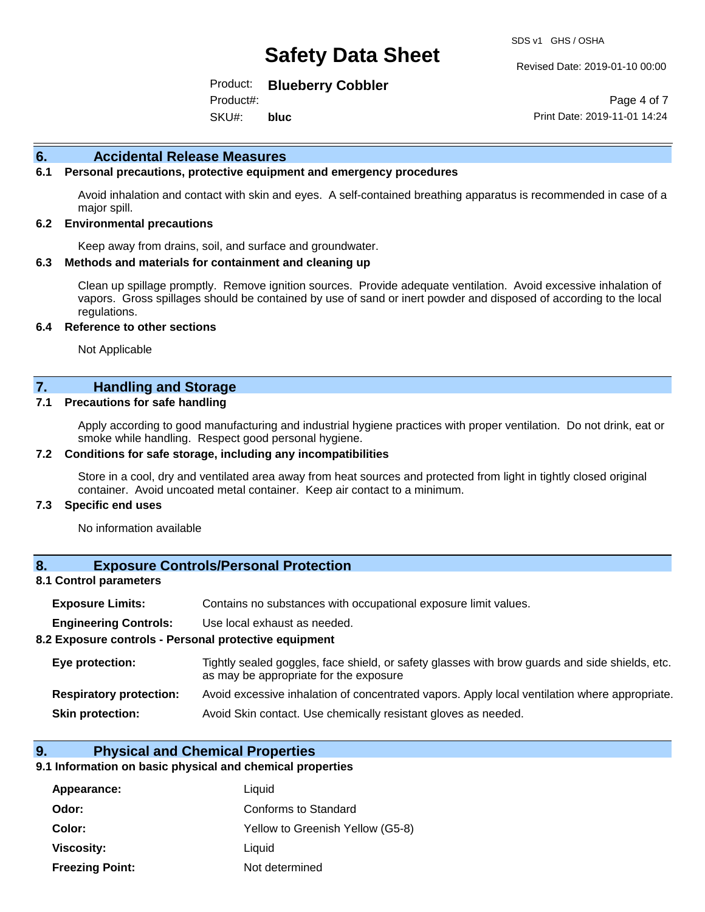## 6. Accidental Release Measures

### 6.1 Personal precautions, protective equipment and emergency procedures

Avoid inhalation and contact with skin and eyes. A self-contained breathing apparatus is recommended in case of a major spill.

### 6.2 Environmental precautions

Keep away from drains, soil, and surface and groundwater.

### 6.3 Methods and materials for containment and cleaning up

Clean up spillage promptly. Remove ignition sources. Provide adequate ventilation. Avoid excessive inhalation of vapors. Gross spillages should be contained by use of sand or inert powder and disposed of according to the local regulations.

### 6.4 Reference to other sections

Not Applicable

## 7. Handling and Storage

### 7.1 Precautions for safe handling

Apply according to good manufacturing and industrial hygiene practices with proper ventilation. Do not drink, eat or smoke while handling. Respect good personal hygiene.

### 7.2 Conditions for safe storage, including any incompatibilities

Store in a cool, dry and ventilated area away from heat sources and protected from light in tightly closed original container. Avoid uncoated metal container. Keep air contact to a minimum.

### 7.3 Specific end uses

No information available

## 8. Exposure Controls/Personal Protection

### 8.1 Control parameters

**Exposure Limits:** Contains no substances with occupational exposure limit values.

**Engineering Controls:** Use local exhaust as needed.

### 8.2 Exposure controls - Personal protective equipment

**Eye protection:** Tightly sealed goggles, face shield, or safety glasses with brow guards and side shields, etc. as may be appropriate for the exposure

**Respiratory protection:** Avoid excessive inhalation of concentrated vapors. Apply local ventilation where appropriate.

**Skin protection:** Avoid Skin contact. Use chemically resistant gloves as needed.

## 9. Physical and Chemical Properties

### 9.1 Information on basic physical and chemical properties

**Appearance:** Liquid

**Odor:** Conforms to Standard

**Color:** Yellow to Greenish Yellow (G5-8)

**Viscosity:** Liquid

**Freezing Point:** Not determined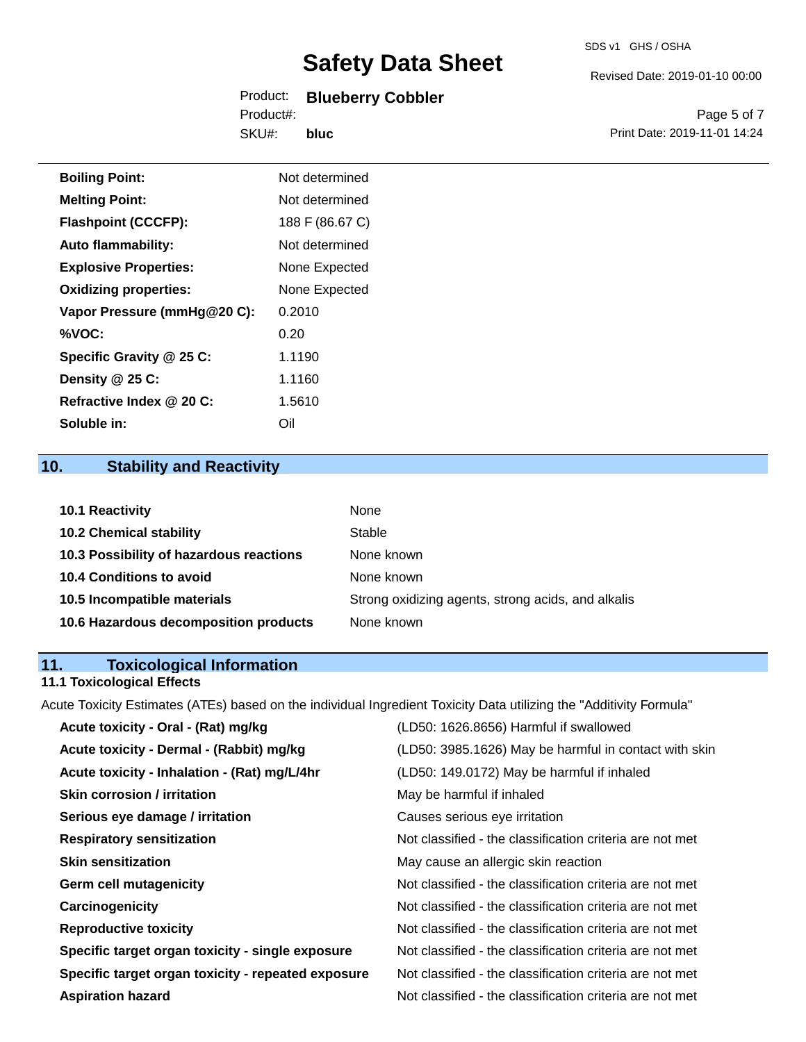| | |
|---|---|
| **Boiling Point:** | Not determined |
| **Melting Point:** | Not determined |
| **Flashpoint (CCCFP):** | 188 F (86.67 C) |
| **Auto flammability:** | Not determined |
| **Explosive Properties:** | None Expected |
| **Oxidizing properties:** | None Expected |
| **Vapor Pressure (mmHg@20 C):** | 0.2010 |
| **%VOC:** | 0.20 |
| **Specific Gravity @ 25 C:** | 1.1190 |
| **Density @ 25 C:** | 1.1160 |
| **Refractive Index @ 20 C:** | 1.5610 |
| **Soluble in:** | Oil |

## 10. Stability and Reactivity

| | |
|---|---|
| **10.1 Reactivity** | None |
| **10.2 Chemical stability** | Stable |
| **10.3 Possibility of hazardous reactions** | None known |
| **10.4 Conditions to avoid** | None known |
| **10.5 Incompatible materials** | Strong oxidizing agents, strong acids, and alkalis |
| **10.6 Hazardous decomposition products** | None known |

## 11. Toxicological Information

### 11.1 Toxicological Effects

Acute Toxicity Estimates (ATEs) based on the individual Ingredient Toxicity Data utilizing the "Additivity Formula"

| | |
|---|---|
| **Acute toxicity - Oral - (Rat) mg/kg** | (LD50: 1626.8656) Harmful if swallowed |
| **Acute toxicity - Dermal - (Rabbit) mg/kg** | (LD50: 3985.1626) May be harmful in contact with skin |
| **Acute toxicity - Inhalation - (Rat) mg/L/4hr** | (LD50: 149.0172) May be harmful if inhaled |
| **Skin corrosion / irritation** | May be harmful if inhaled |
| **Serious eye damage / irritation** | Causes serious eye irritation |
| **Respiratory sensitization** | Not classified - the classification criteria are not met |
| **Skin sensitization** | May cause an allergic skin reaction |
| **Germ cell mutagenicity** | Not classified - the classification criteria are not met |
| **Carcinogenicity** | Not classified - the classification criteria are not met |
| **Reproductive toxicity** | Not classified - the classification criteria are not met |
| **Specific target organ toxicity - single exposure** | Not classified - the classification criteria are not met |
| **Specific target organ toxicity - repeated exposure** | Not classified - the classification criteria are not met |
| **Aspiration hazard** | Not classified - the classification criteria are not met |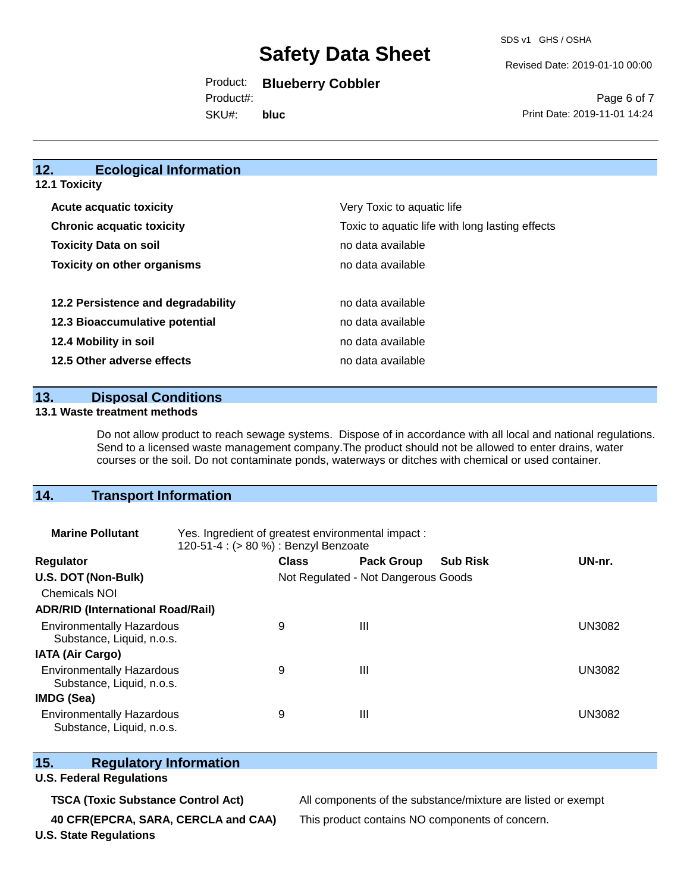## 12. Ecological Information

### 12.1 Toxicity

| | |
|---|---|
| **Acute acquatic toxicity** | Very Toxic to aquatic life |
| **Chronic acquatic toxicity** | Toxic to aquatic life with long lasting effects |
| **Toxicity Data on soil** | no data available |
| **Toxicity on other organisms** | no data available |

| | |
|---|---|
| **12.2 Persistence and degradability** | no data available |
| **12.3 Bioaccumulative potential** | no data available |
| **12.4 Mobility in soil** | no data available |
| **12.5 Other adverse effects** | no data available |

## 13. Disposal Conditions

### 13.1 Waste treatment methods

Do not allow product to reach sewage systems. Dispose of in accordance with all local and national regulations. Send to a licensed waste management company.The product should not be allowed to enter drains, water courses or the soil. Do not contaminate ponds, waterways or ditches with chemical or used container.

## 14. Transport Information

**Marine Pollutant** Yes. Ingredient of greatest environmental impact :
120-51-4 : (> 80 %) : Benzyl Benzoate

| Regulator | Class | Pack Group | Sub Risk | UN-nr. |
|---|---|---|---|---|
| **U.S. DOT (Non-Bulk)** | Not Regulated - Not Dangerous Goods | | | |
| Chemicals NOI | | | | |
| **ADR/RID (International Road/Rail)** | | | | |
| Environmentally Hazardous Substance, Liquid, n.o.s. | 9 | III | | UN3082 |
| **IATA (Air Cargo)** | | | | |
| Environmentally Hazardous Substance, Liquid, n.o.s. | 9 | III | | UN3082 |
| **IMDG (Sea)** | | | | |
| Environmentally Hazardous Substance, Liquid, n.o.s. | 9 | III | | UN3082 |

## 15. Regulatory Information

### U.S. Federal Regulations

| | |
|---|---|
| **TSCA (Toxic Substance Control Act)** | All components of the substance/mixture are listed or exempt |
| **40 CFR(EPCRA, SARA, CERCLA and CAA)** | This product contains NO components of concern. |

### U.S. State Regulations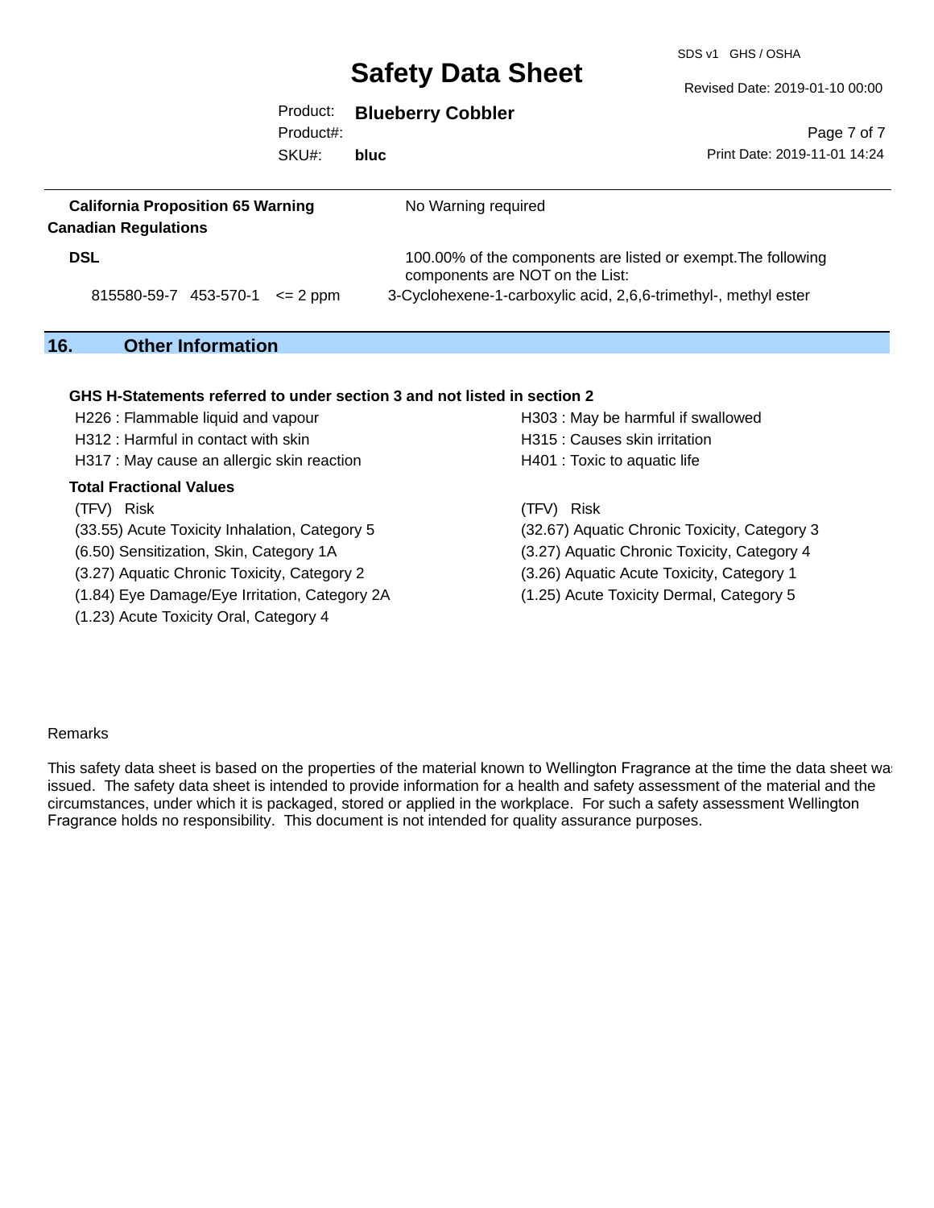**California Proposition 65 Warning** No Warning required

**Canadian Regulations**

**DSL** 100.00% of the components are listed or exempt.The following components are NOT on the List:

| | | | |
|---|---|---|---|
| 815580-59-7 | 453-570-1 | <= 2 ppm | 3-Cyclohexene-1-carboxylic acid, 2,6,6-trimethyl-, methyl ester |

## 16. Other Information

**GHS H-Statements referred to under section 3 and not listed in section 2**

H226 : Flammable liquid and vapour
H312 : Harmful in contact with skin
H317 : May cause an allergic skin reaction
H303 : May be harmful if swallowed
H315 : Causes skin irritation
H401 : Toxic to aquatic life

**Total Fractional Values**

(TFV) Risk
(33.55) Acute Toxicity Inhalation, Category 5
(6.50) Sensitization, Skin, Category 1A
(3.27) Aquatic Chronic Toxicity, Category 2
(1.84) Eye Damage/Eye Irritation, Category 2A
(1.23) Acute Toxicity Oral, Category 4

(TFV) Risk
(32.67) Aquatic Chronic Toxicity, Category 3
(3.27) Aquatic Chronic Toxicity, Category 4
(3.26) Aquatic Acute Toxicity, Category 1
(1.25) Acute Toxicity Dermal, Category 5

Remarks

This safety data sheet is based on the properties of the material known to Wellington Fragrance at the time the data sheet was issued. The safety data sheet is intended to provide information for a health and safety assessment of the material and the circumstances, under which it is packaged, stored or applied in the workplace. For such a safety assessment Wellington Fragrance holds no responsibility. This document is not intended for quality assurance purposes.